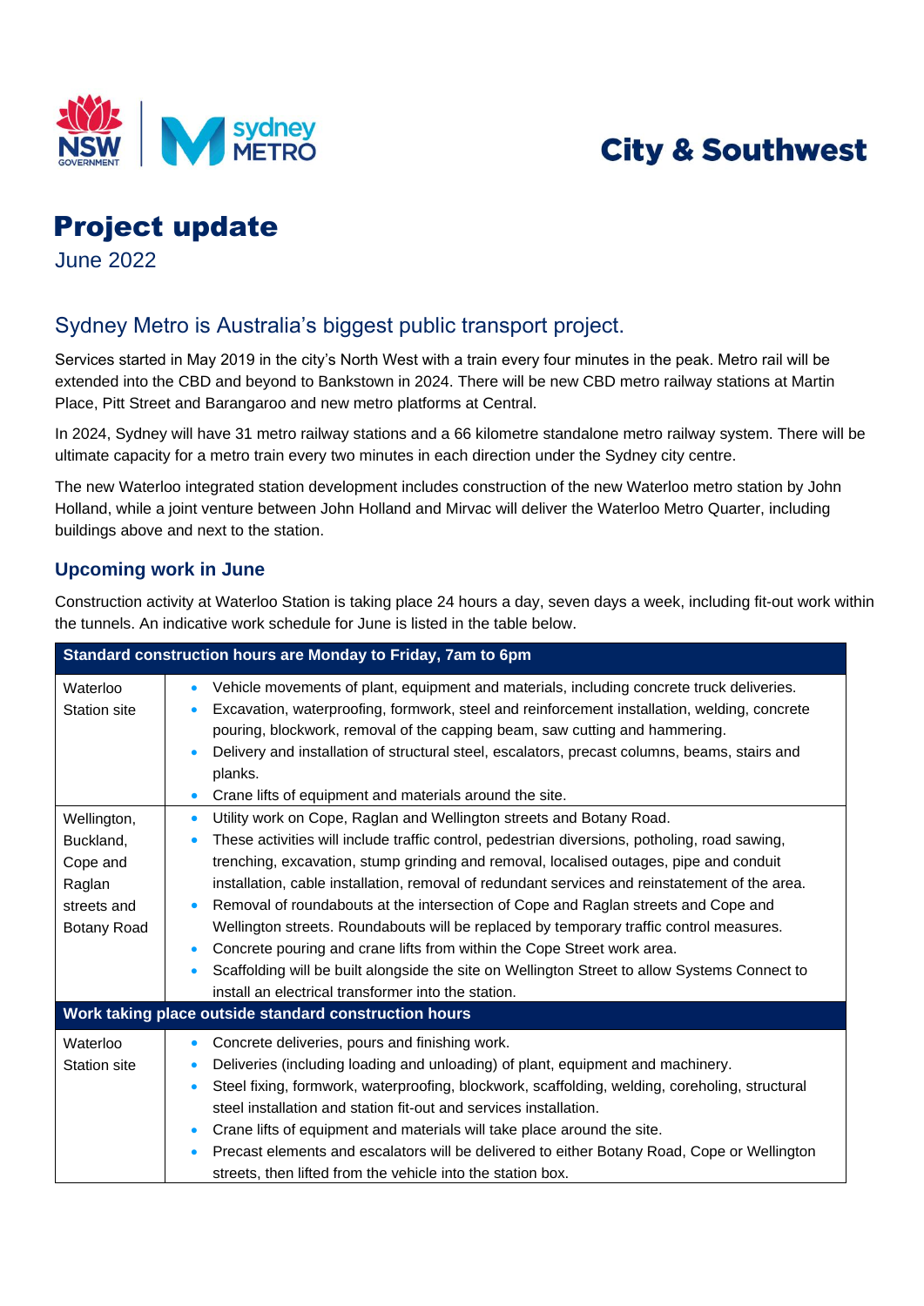City & Southwest

# Project update

June 2022

## Sydney Metro is Australia's biggest public transport project.

Services started in May 2019 in the city's North West with a train every four minutes in the peak. Metro rail will be extended into the CBD and beyond to Bankstown in 2024. There will be new CBD metro railway stations at Martin Place, Pitt Street and Barangaroo and new metro platforms at Central.

In 2024, Sydney will have 31 metro railway stations and a 66 kilometre standalone metro railway system. There will be ultimate capacity for a metro train every two minutes in each direction under the Sydney city centre.

The new Waterloo integrated station development includes construction of the new Waterloo metro station by John Holland, while a joint venture between John Holland and Mirvac will deliver the Waterloo Metro Quarter, including buildings above and next to the station.

### Upcoming work in June

Construction activity at Waterloo Station is taking place 24 hours a day, seven days a week, including fit-out work within the tunnels. An indicative work schedule for June is listed in the table below.

| **Standard construction hours are Monday to Friday, 7am to 6pm** | |
|---|---|
| Waterloo Station site | • Vehicle movements of plant, equipment and materials, including concrete truck deliveries.<br>• Excavation, waterproofing, formwork, steel and reinforcement installation, welding, concrete pouring, blockwork, removal of the capping beam, saw cutting and hammering.<br>• Delivery and installation of structural steel, escalators, precast columns, beams, stairs and planks.<br>• Crane lifts of equipment and materials around the site. |
| Wellington, Buckland, Cope and Raglan streets and Botany Road | • Utility work on Cope, Raglan and Wellington streets and Botany Road.<br>• These activities will include traffic control, pedestrian diversions, potholing, road sawing, trenching, excavation, stump grinding and removal, localised outages, pipe and conduit installation, cable installation, removal of redundant services and reinstatement of the area.<br>• Removal of roundabouts at the intersection of Cope and Raglan streets and Cope and Wellington streets. Roundabouts will be replaced by temporary traffic control measures.<br>• Concrete pouring and crane lifts from within the Cope Street work area.<br>• Scaffolding will be built alongside the site on Wellington Street to allow Systems Connect to install an electrical transformer into the station. |
| **Work taking place outside standard construction hours** | |
| Waterloo Station site | • Concrete deliveries, pours and finishing work.<br>• Deliveries (including loading and unloading) of plant, equipment and machinery.<br>• Steel fixing, formwork, waterproofing, blockwork, scaffolding, welding, coreholing, structural steel installation and station fit-out and services installation.<br>• Crane lifts of equipment and materials will take place around the site.<br>• Precast elements and escalators will be delivered to either Botany Road, Cope or Wellington streets, then lifted from the vehicle into the station box. |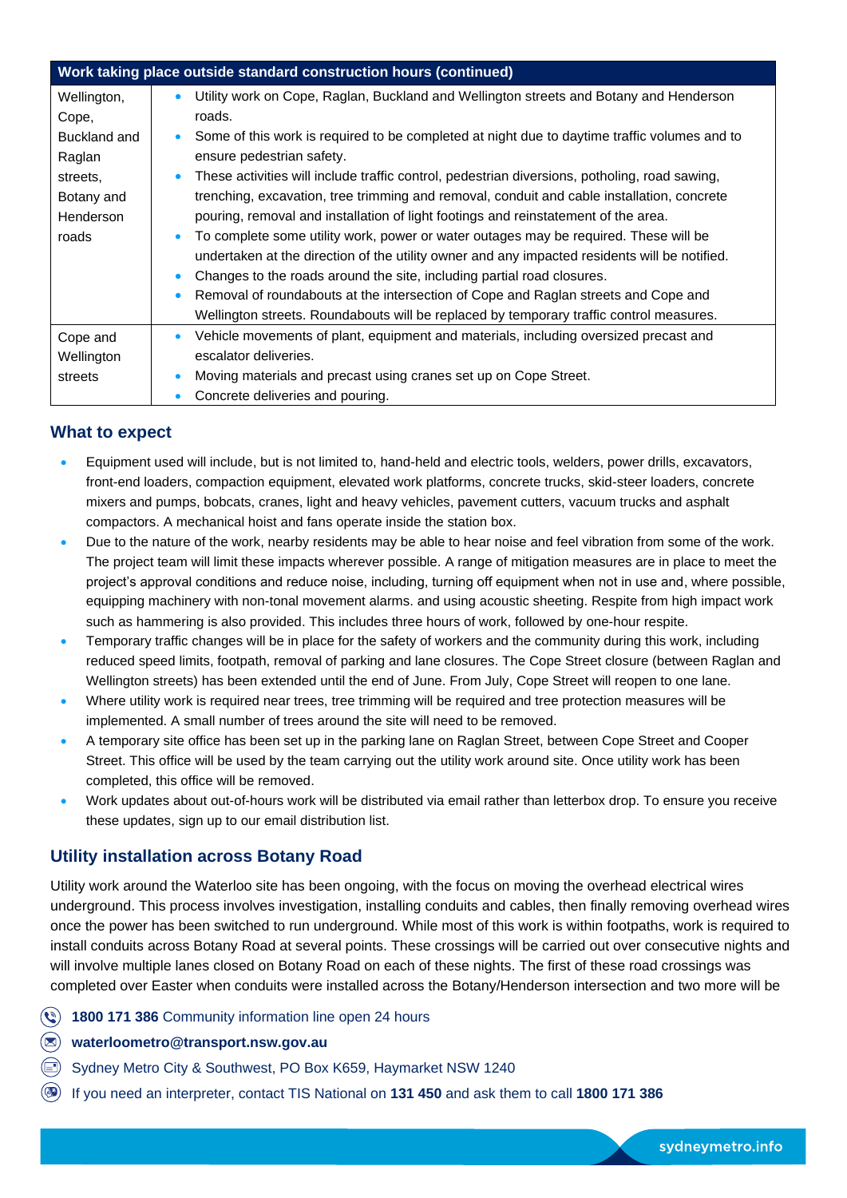| Work taking place outside standard construction hours (continued) | |
|---|---|
| Wellington, Cope, Buckland and Raglan streets, Botany and Henderson roads | • Utility work on Cope, Raglan, Buckland and Wellington streets and Botany and Henderson roads.<br>• Some of this work is required to be completed at night due to daytime traffic volumes and to ensure pedestrian safety.<br>• These activities will include traffic control, pedestrian diversions, potholing, road sawing, trenching, excavation, tree trimming and removal, conduit and cable installation, concrete pouring, removal and installation of light footings and reinstatement of the area.<br>• To complete some utility work, power or water outages may be required. These will be undertaken at the direction of the utility owner and any impacted residents will be notified.<br>• Changes to the roads around the site, including partial road closures.<br>• Removal of roundabouts at the intersection of Cope and Raglan streets and Cope and Wellington streets. Roundabouts will be replaced by temporary traffic control measures. |
| Cope and Wellington streets | • Vehicle movements of plant, equipment and materials, including oversized precast and escalator deliveries.<br>• Moving materials and precast using cranes set up on Cope Street.<br>• Concrete deliveries and pouring. |

## What to expect

- Equipment used will include, but is not limited to, hand-held and electric tools, welders, power drills, excavators, front-end loaders, compaction equipment, elevated work platforms, concrete trucks, skid-steer loaders, concrete mixers and pumps, bobcats, cranes, light and heavy vehicles, pavement cutters, vacuum trucks and asphalt compactors. A mechanical hoist and fans operate inside the station box.
- Due to the nature of the work, nearby residents may be able to hear noise and feel vibration from some of the work. The project team will limit these impacts wherever possible. A range of mitigation measures are in place to meet the project's approval conditions and reduce noise, including, turning off equipment when not in use and, where possible, equipping machinery with non-tonal movement alarms. and using acoustic sheeting. Respite from high impact work such as hammering is also provided. This includes three hours of work, followed by one-hour respite.
- Temporary traffic changes will be in place for the safety of workers and the community during this work, including reduced speed limits, footpath, removal of parking and lane closures. The Cope Street closure (between Raglan and Wellington streets) has been extended until the end of June. From July, Cope Street will reopen to one lane.
- Where utility work is required near trees, tree trimming will be required and tree protection measures will be implemented. A small number of trees around the site will need to be removed.
- A temporary site office has been set up in the parking lane on Raglan Street, between Cope Street and Cooper Street. This office will be used by the team carrying out the utility work around site. Once utility work has been completed, this office will be removed.
- Work updates about out-of-hours work will be distributed via email rather than letterbox drop. To ensure you receive these updates, sign up to our email distribution list.

## Utility installation across Botany Road

Utility work around the Waterloo site has been ongoing, with the focus on moving the overhead electrical wires underground. This process involves investigation, installing conduits and cables, then finally removing overhead wires once the power has been switched to run underground. While most of this work is within footpaths, work is required to install conduits across Botany Road at several points. These crossings will be carried out over consecutive nights and will involve multiple lanes closed on Botany Road on each of these nights. The first of these road crossings was completed over Easter when conduits were installed across the Botany/Henderson intersection and two more will be

**1800 171 386** Community information line open 24 hours

**waterloometro@transport.nsw.gov.au**

Sydney Metro City & Southwest, PO Box K659, Haymarket NSW 1240

If you need an interpreter, contact TIS National on **131 450** and ask them to call **1800 171 386**

sydneymetro.info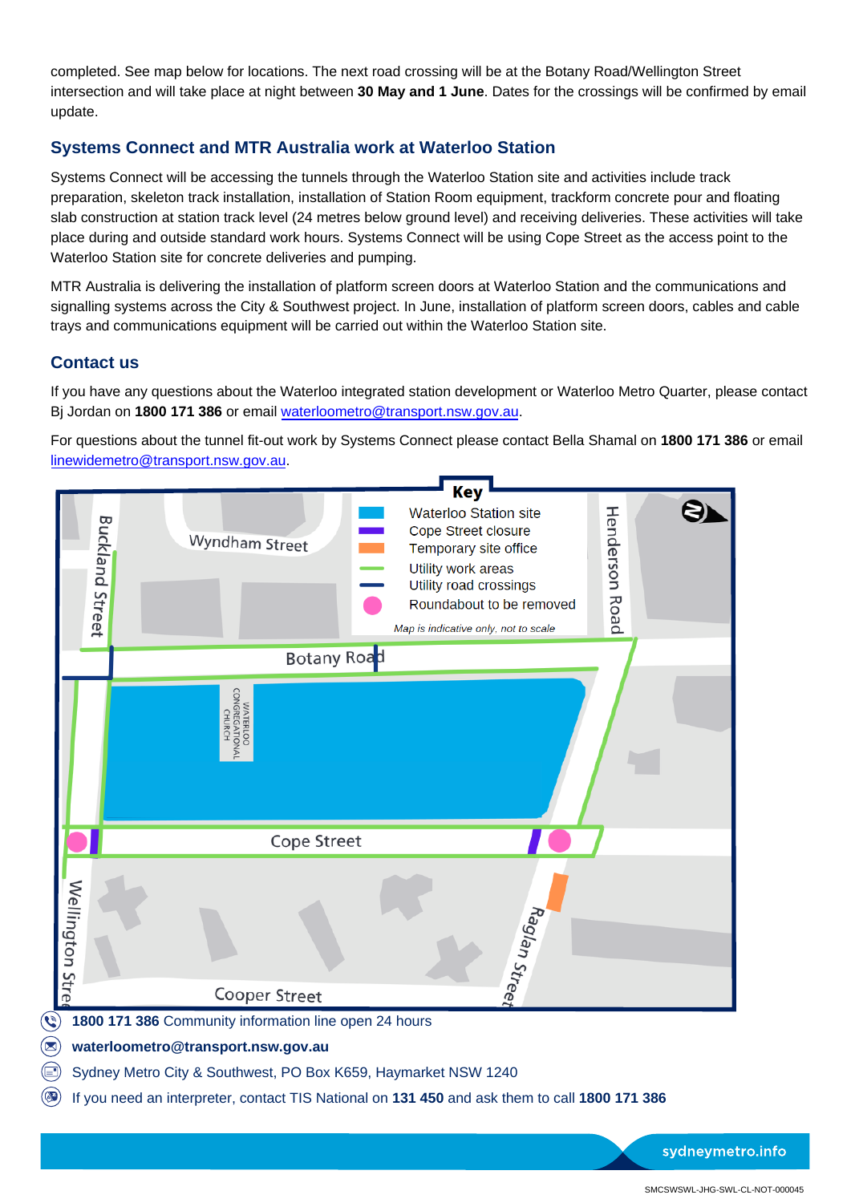completed. See map below for locations. The next road crossing will be at the Botany Road/Wellington Street intersection and will take place at night between **30 May and 1 June**. Dates for the crossings will be confirmed by email update.

## Systems Connect and MTR Australia work at Waterloo Station

Systems Connect will be accessing the tunnels through the Waterloo Station site and activities include track preparation, skeleton track installation, installation of Station Room equipment, trackform concrete pour and floating slab construction at station track level (24 metres below ground level) and receiving deliveries. These activities will take place during and outside standard work hours. Systems Connect will be using Cope Street as the access point to the Waterloo Station site for concrete deliveries and pumping.

MTR Australia is delivering the installation of platform screen doors at Waterloo Station and the communications and signalling systems across the City & Southwest project. In June, installation of platform screen doors, cables and cable trays and communications equipment will be carried out within the Waterloo Station site.

## Contact us

If you have any questions about the Waterloo integrated station development or Waterloo Metro Quarter, please contact Bj Jordan on **1800 171 386** or email waterloometro@transport.nsw.gov.au.

For questions about the tunnel fit-out work by Systems Connect please contact Bella Shamal on **1800 171 386** or email linewidemetro@transport.nsw.gov.au.

Key
Waterloo Station site
Cope Street closure
Temporary site office
Utility work areas
Utility road crossings
Roundabout to be removed
*Map is indicative only, not to scale*

Wyndham Street
Buckland Street
Henderson Road
Botany Road
WATERLOO CONGREGATIONAL CHURCH
Cope Street
Wellington Street
Raglan Street
Cooper Street

**1800 171 386** Community information line open 24 hours

**waterloometro@transport.nsw.gov.au**

Sydney Metro City & Southwest, PO Box K659, Haymarket NSW 1240

If you need an interpreter, contact TIS National on **131 450** and ask them to call **1800 171 386**

sydneymetro.info

SMCSWSWL-JHG-SWL-CL-NOT-000045